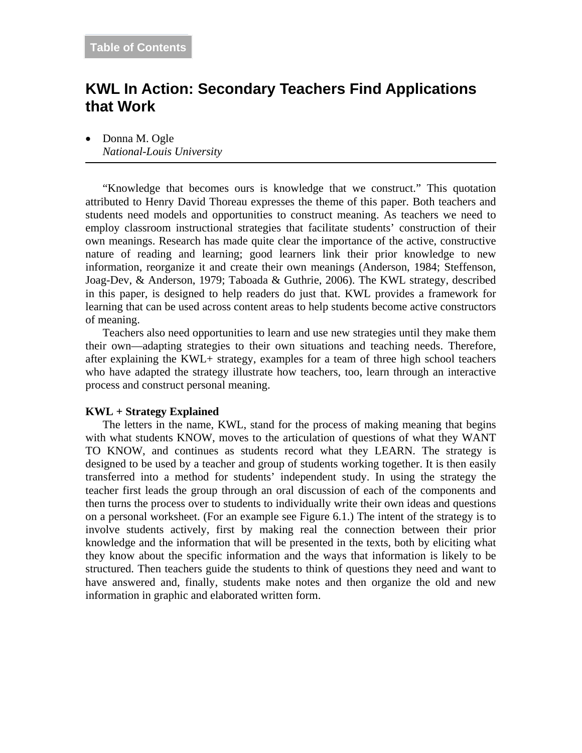Table of Contents

# KWL In Action: Secondary Teachers Find Applications that Work

- Donna M. Ogle
  *National-Louis University*

---

"Knowledge that becomes ours is knowledge that we construct." This quotation attributed to Henry David Thoreau expresses the theme of this paper. Both teachers and students need models and opportunities to construct meaning. As teachers we need to employ classroom instructional strategies that facilitate students' construction of their own meanings. Research has made quite clear the importance of the active, constructive nature of reading and learning; good learners link their prior knowledge to new information, reorganize it and create their own meanings (Anderson, 1984; Steffenson, Joag-Dev, & Anderson, 1979; Taboada & Guthrie, 2006). The KWL strategy, described in this paper, is designed to help readers do just that. KWL provides a framework for learning that can be used across content areas to help students become active constructors of meaning.

Teachers also need opportunities to learn and use new strategies until they make them their own—adapting strategies to their own situations and teaching needs. Therefore, after explaining the KWL+ strategy, examples for a team of three high school teachers who have adapted the strategy illustrate how teachers, too, learn through an interactive process and construct personal meaning.

**KWL + Strategy Explained**

The letters in the name, KWL, stand for the process of making meaning that begins with what students KNOW, moves to the articulation of questions of what they WANT TO KNOW, and continues as students record what they LEARN. The strategy is designed to be used by a teacher and group of students working together. It is then easily transferred into a method for students' independent study. In using the strategy the teacher first leads the group through an oral discussion of each of the components and then turns the process over to students to individually write their own ideas and questions on a personal worksheet. (For an example see Figure 6.1.) The intent of the strategy is to involve students actively, first by making real the connection between their prior knowledge and the information that will be presented in the texts, both by eliciting what they know about the specific information and the ways that information is likely to be structured. Then teachers guide the students to think of questions they need and want to have answered and, finally, students make notes and then organize the old and new information in graphic and elaborated written form.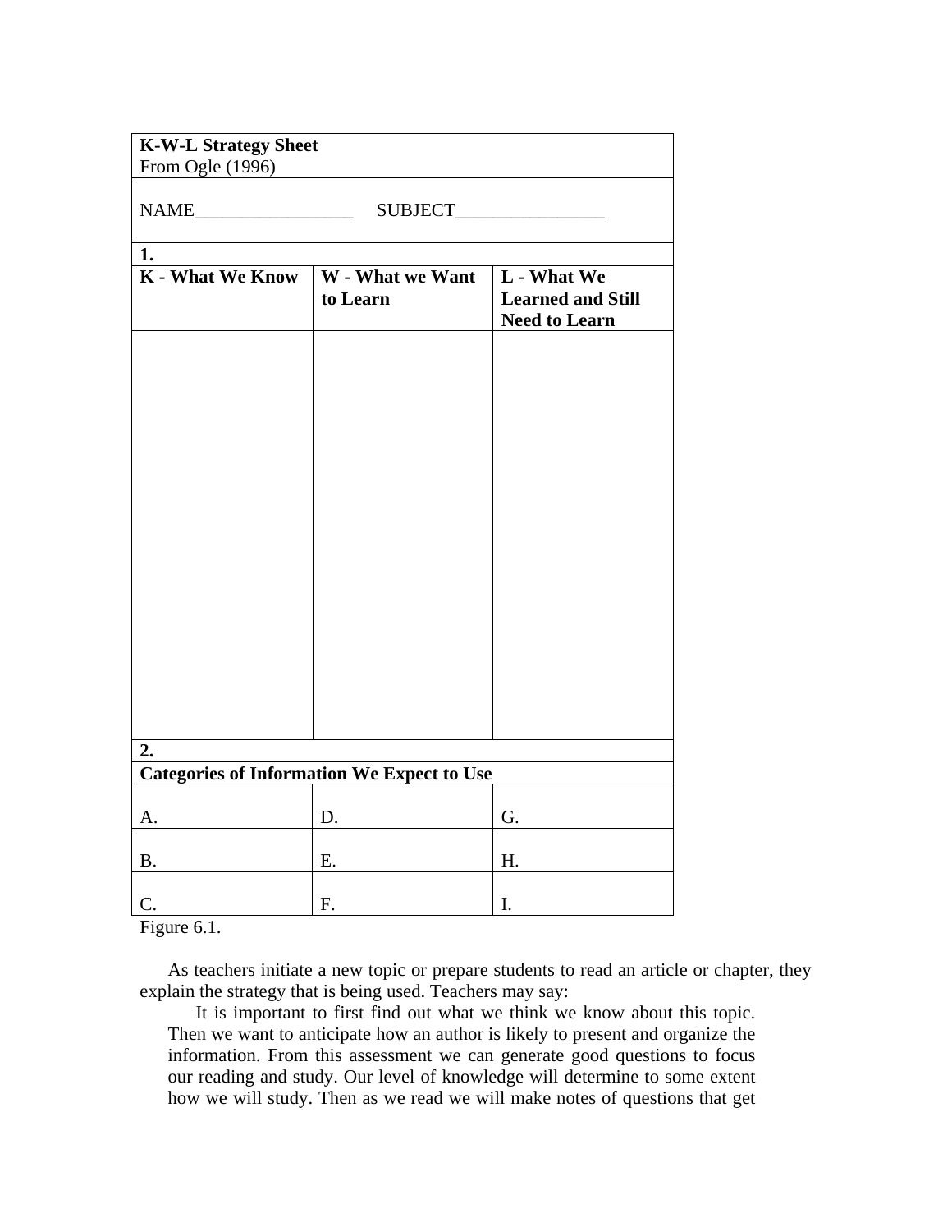| **K-W-L Strategy Sheet**<br>From Ogle (1996) | | |
|---|---|---|
| NAME_________________ SUBJECT________________ | | |
| **1.** | | |
| **K - What We Know** | **W - What we Want to Learn** | **L - What We Learned and Still Need to Learn** |
| | | |
| **2.** | | |
| **Categories of Information We Expect to Use** | | |
| A. | D. | G. |
| B. | E. | H. |
| C. | F. | I. |

Figure 6.1.

As teachers initiate a new topic or prepare students to read an article or chapter, they explain the strategy that is being used. Teachers may say:

> It is important to first find out what we think we know about this topic. Then we want to anticipate how an author is likely to present and organize the information. From this assessment we can generate good questions to focus our reading and study. Our level of knowledge will determine to some extent how we will study. Then as we read we will make notes of questions that get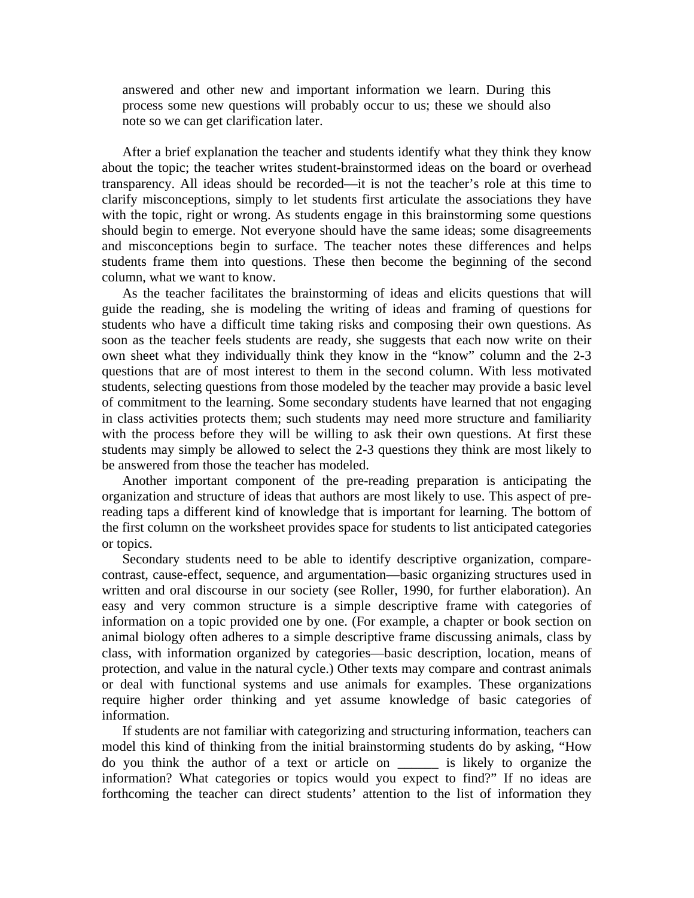> answered and other new and important information we learn. During this process some new questions will probably occur to us; these we should also note so we can get clarification later.

After a brief explanation the teacher and students identify what they think they know about the topic; the teacher writes student-brainstormed ideas on the board or overhead transparency. All ideas should be recorded—it is not the teacher's role at this time to clarify misconceptions, simply to let students first articulate the associations they have with the topic, right or wrong. As students engage in this brainstorming some questions should begin to emerge. Not everyone should have the same ideas; some disagreements and misconceptions begin to surface. The teacher notes these differences and helps students frame them into questions. These then become the beginning of the second column, what we want to know.

As the teacher facilitates the brainstorming of ideas and elicits questions that will guide the reading, she is modeling the writing of ideas and framing of questions for students who have a difficult time taking risks and composing their own questions. As soon as the teacher feels students are ready, she suggests that each now write on their own sheet what they individually think they know in the "know" column and the 2-3 questions that are of most interest to them in the second column. With less motivated students, selecting questions from those modeled by the teacher may provide a basic level of commitment to the learning. Some secondary students have learned that not engaging in class activities protects them; such students may need more structure and familiarity with the process before they will be willing to ask their own questions. At first these students may simply be allowed to select the 2-3 questions they think are most likely to be answered from those the teacher has modeled.

Another important component of the pre-reading preparation is anticipating the organization and structure of ideas that authors are most likely to use. This aspect of pre-reading taps a different kind of knowledge that is important for learning. The bottom of the first column on the worksheet provides space for students to list anticipated categories or topics.

Secondary students need to be able to identify descriptive organization, compare-contrast, cause-effect, sequence, and argumentation—basic organizing structures used in written and oral discourse in our society (see Roller, 1990, for further elaboration). An easy and very common structure is a simple descriptive frame with categories of information on a topic provided one by one. (For example, a chapter or book section on animal biology often adheres to a simple descriptive frame discussing animals, class by class, with information organized by categories—basic description, location, means of protection, and value in the natural cycle.) Other texts may compare and contrast animals or deal with functional systems and use animals for examples. These organizations require higher order thinking and yet assume knowledge of basic categories of information.

If students are not familiar with categorizing and structuring information, teachers can model this kind of thinking from the initial brainstorming students do by asking, "How do you think the author of a text or article on ______ is likely to organize the information? What categories or topics would you expect to find?" If no ideas are forthcoming the teacher can direct students' attention to the list of information they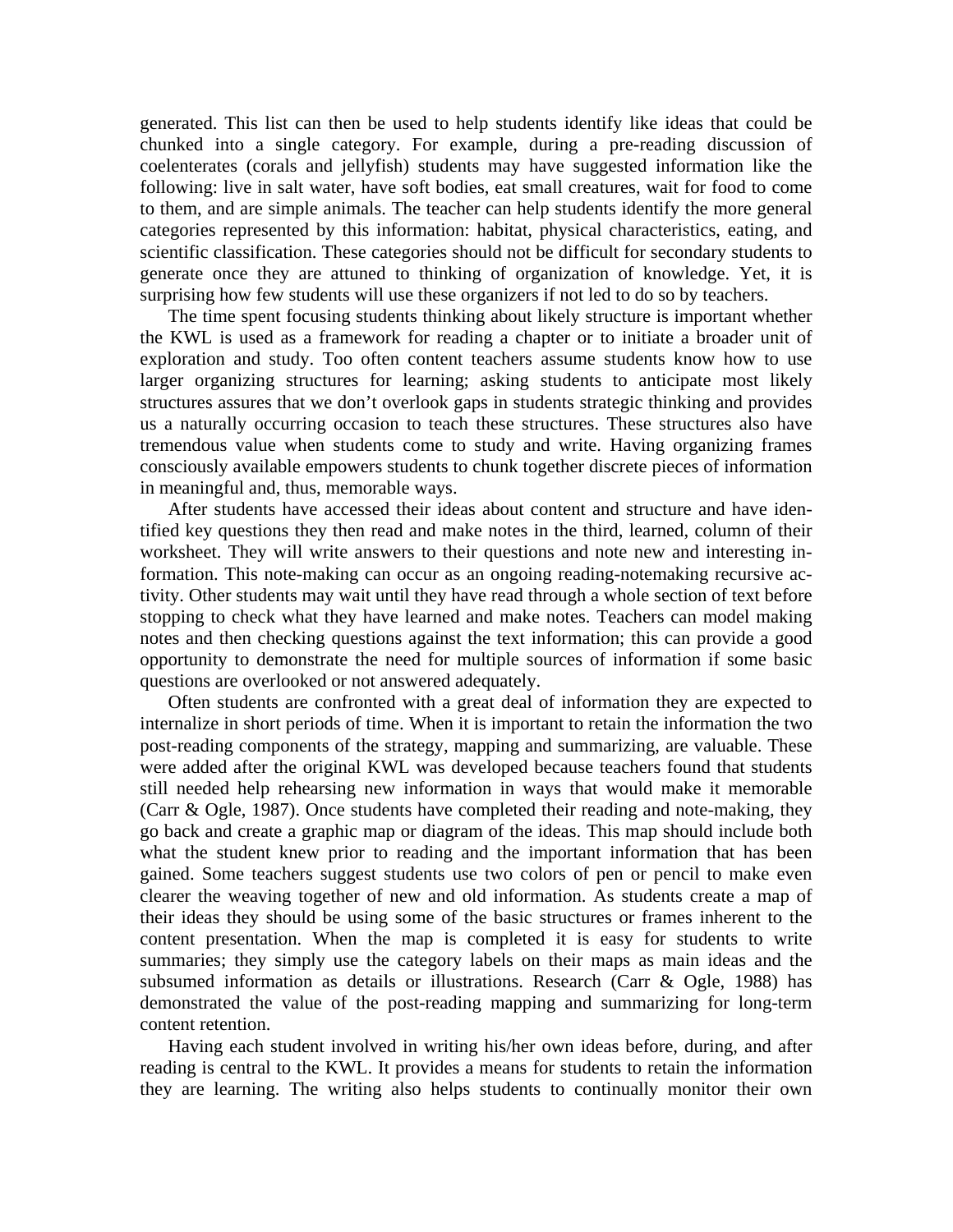generated. This list can then be used to help students identify like ideas that could be chunked into a single category. For example, during a pre-reading discussion of coelenterates (corals and jellyfish) students may have suggested information like the following: live in salt water, have soft bodies, eat small creatures, wait for food to come to them, and are simple animals. The teacher can help students identify the more general categories represented by this information: habitat, physical characteristics, eating, and scientific classification. These categories should not be difficult for secondary students to generate once they are attuned to thinking of organization of knowledge. Yet, it is surprising how few students will use these organizers if not led to do so by teachers.

The time spent focusing students thinking about likely structure is important whether the KWL is used as a framework for reading a chapter or to initiate a broader unit of exploration and study. Too often content teachers assume students know how to use larger organizing structures for learning; asking students to anticipate most likely structures assures that we don't overlook gaps in students strategic thinking and provides us a naturally occurring occasion to teach these structures. These structures also have tremendous value when students come to study and write. Having organizing frames consciously available empowers students to chunk together discrete pieces of information in meaningful and, thus, memorable ways.

After students have accessed their ideas about content and structure and have identified key questions they then read and make notes in the third, learned, column of their worksheet. They will write answers to their questions and note new and interesting information. This note-making can occur as an ongoing reading-notemaking recursive activity. Other students may wait until they have read through a whole section of text before stopping to check what they have learned and make notes. Teachers can model making notes and then checking questions against the text information; this can provide a good opportunity to demonstrate the need for multiple sources of information if some basic questions are overlooked or not answered adequately.

Often students are confronted with a great deal of information they are expected to internalize in short periods of time. When it is important to retain the information the two post-reading components of the strategy, mapping and summarizing, are valuable. These were added after the original KWL was developed because teachers found that students still needed help rehearsing new information in ways that would make it memorable (Carr & Ogle, 1987). Once students have completed their reading and note-making, they go back and create a graphic map or diagram of the ideas. This map should include both what the student knew prior to reading and the important information that has been gained. Some teachers suggest students use two colors of pen or pencil to make even clearer the weaving together of new and old information. As students create a map of their ideas they should be using some of the basic structures or frames inherent to the content presentation. When the map is completed it is easy for students to write summaries; they simply use the category labels on their maps as main ideas and the subsumed information as details or illustrations. Research (Carr & Ogle, 1988) has demonstrated the value of the post-reading mapping and summarizing for long-term content retention.

Having each student involved in writing his/her own ideas before, during, and after reading is central to the KWL. It provides a means for students to retain the information they are learning. The writing also helps students to continually monitor their own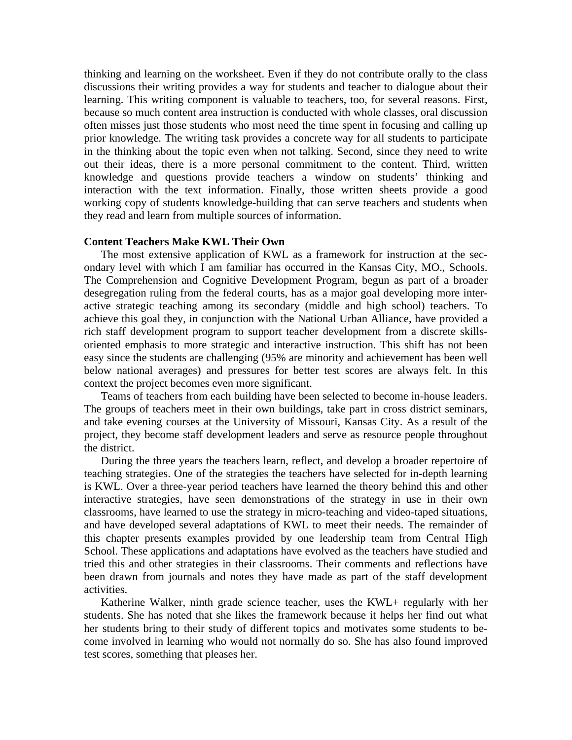thinking and learning on the worksheet. Even if they do not contribute orally to the class discussions their writing provides a way for students and teacher to dialogue about their learning. This writing component is valuable to teachers, too, for several reasons. First, because so much content area instruction is conducted with whole classes, oral discussion often misses just those students who most need the time spent in focusing and calling up prior knowledge. The writing task provides a concrete way for all students to participate in the thinking about the topic even when not talking. Second, since they need to write out their ideas, there is a more personal commitment to the content. Third, written knowledge and questions provide teachers a window on students' thinking and interaction with the text information. Finally, those written sheets provide a good working copy of students knowledge-building that can serve teachers and students when they read and learn from multiple sources of information.

**Content Teachers Make KWL Their Own**

The most extensive application of KWL as a framework for instruction at the secondary level with which I am familiar has occurred in the Kansas City, MO., Schools. The Comprehension and Cognitive Development Program, begun as part of a broader desegregation ruling from the federal courts, has as a major goal developing more interactive strategic teaching among its secondary (middle and high school) teachers. To achieve this goal they, in conjunction with the National Urban Alliance, have provided a rich staff development program to support teacher development from a discrete skills-oriented emphasis to more strategic and interactive instruction. This shift has not been easy since the students are challenging (95% are minority and achievement has been well below national averages) and pressures for better test scores are always felt. In this context the project becomes even more significant.

Teams of teachers from each building have been selected to become in-house leaders. The groups of teachers meet in their own buildings, take part in cross district seminars, and take evening courses at the University of Missouri, Kansas City. As a result of the project, they become staff development leaders and serve as resource people throughout the district.

During the three years the teachers learn, reflect, and develop a broader repertoire of teaching strategies. One of the strategies the teachers have selected for in-depth learning is KWL. Over a three-year period teachers have learned the theory behind this and other interactive strategies, have seen demonstrations of the strategy in use in their own classrooms, have learned to use the strategy in micro-teaching and video-taped situations, and have developed several adaptations of KWL to meet their needs. The remainder of this chapter presents examples provided by one leadership team from Central High School. These applications and adaptations have evolved as the teachers have studied and tried this and other strategies in their classrooms. Their comments and reflections have been drawn from journals and notes they have made as part of the staff development activities.

Katherine Walker, ninth grade science teacher, uses the KWL+ regularly with her students. She has noted that she likes the framework because it helps her find out what her students bring to their study of different topics and motivates some students to become involved in learning who would not normally do so. She has also found improved test scores, something that pleases her.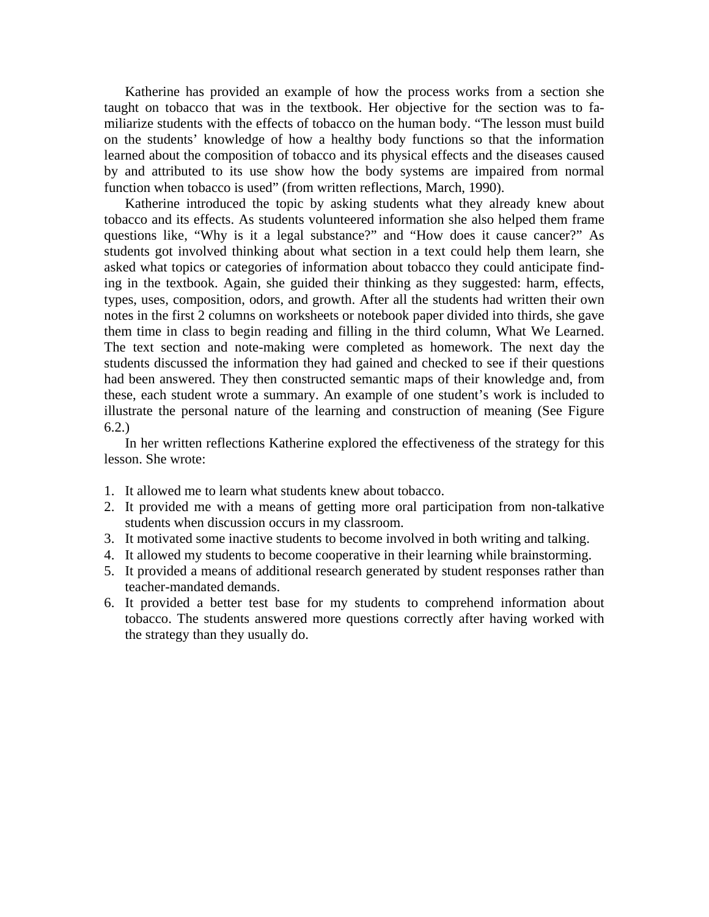Katherine has provided an example of how the process works from a section she taught on tobacco that was in the textbook. Her objective for the section was to familiarize students with the effects of tobacco on the human body. “The lesson must build on the students’ knowledge of how a healthy body functions so that the information learned about the composition of tobacco and its physical effects and the diseases caused by and attributed to its use show how the body systems are impaired from normal function when tobacco is used” (from written reflections, March, 1990).

Katherine introduced the topic by asking students what they already knew about tobacco and its effects. As students volunteered information she also helped them frame questions like, “Why is it a legal substance?” and “How does it cause cancer?” As students got involved thinking about what section in a text could help them learn, she asked what topics or categories of information about tobacco they could anticipate finding in the textbook. Again, she guided their thinking as they suggested: harm, effects, types, uses, composition, odors, and growth. After all the students had written their own notes in the first 2 columns on worksheets or notebook paper divided into thirds, she gave them time in class to begin reading and filling in the third column, What We Learned. The text section and note-making were completed as homework. The next day the students discussed the information they had gained and checked to see if their questions had been answered. They then constructed semantic maps of their knowledge and, from these, each student wrote a summary. An example of one student’s work is included to illustrate the personal nature of the learning and construction of meaning (See Figure 6.2.)

In her written reflections Katherine explored the effectiveness of the strategy for this lesson. She wrote:

1. It allowed me to learn what students knew about tobacco.
2. It provided me with a means of getting more oral participation from non-talkative students when discussion occurs in my classroom.
3. It motivated some inactive students to become involved in both writing and talking.
4. It allowed my students to become cooperative in their learning while brainstorming.
5. It provided a means of additional research generated by student responses rather than teacher-mandated demands.
6. It provided a better test base for my students to comprehend information about tobacco. The students answered more questions correctly after having worked with the strategy than they usually do.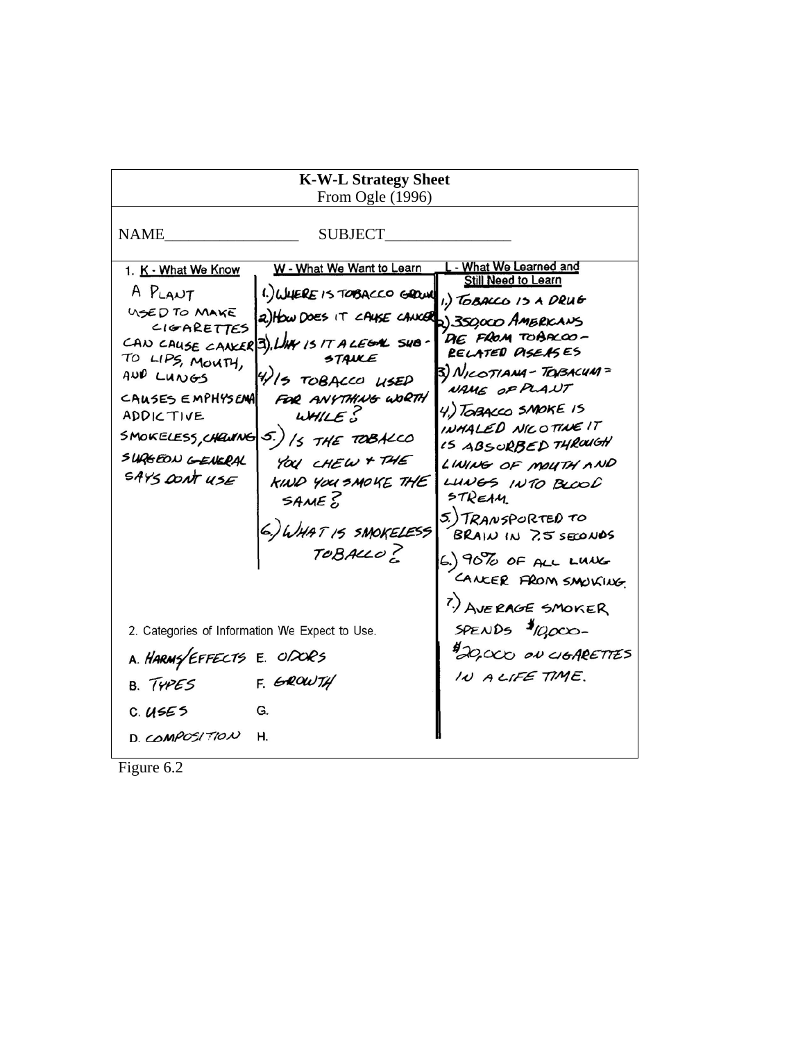**K-W-L Strategy Sheet**
From Ogle (1996)

NAME_________________ SUBJECT________________

| 1. K - What We Know | W - What We Want to Learn | L - What We Learned and Still Need to Learn |
|---|---|---|
| A PLANT<br>USED TO MAKE CIGARETTES<br>CAN CAUSE CANCER TO LIPS, MOUTH, AND LUNGS<br>CAUSES EMPHYSEMA<br>ADDICTIVE<br>SMOKELESS, CHEWING<br>SURGEON GENERAL SAYS DON'T USE | 1.) WHERE IS TOBACCO GROWN<br>2) HOW DOES IT CAUSE CANCER<br>3). WHY IS IT A LEGAL SUBSTANCE<br>4) IS TOBACCO USED FOR ANYTHING WORTH WHILE?<br>5.) IS THE TOBACCO YOU CHEW + THE KIND YOU SMOKE THE SAME?<br>6.) WHAT IS SMOKELESS TOBACCO? | 1.) TOBACCO IS A DRUG<br>2.) 350,000 AMERICANS DIE FROM TOBACCO-RELATED DISEASES<br>3) NICOTIANA - TOBACUM = NAME OF PLANT<br>4.) TOBACCO SMOKE IS INHALED NICOTINE IT IS ABSORBED THROUGH LINING OF MOUTH AND LUNGS INTO BLOOD STREAM.<br>5.) TRANSPORTED TO BRAIN IN 7.5 SECONDS<br>6.) 90% OF ALL LUNG CANCER FROM SMOKING.<br>7.) AVERAGE SMOKER SPENDS \$10,000-\$20,000 ON CIGARETTES IN A LIFE TIME. |

2. Categories of Information We Expect to Use.

| | |
|---|---|
| A. HARMS/EFFECTS | E. ODORS |
| B. TYPES | F. GROWTH |
| C. USES | G. |
| D. COMPOSITION | H. |

Figure 6.2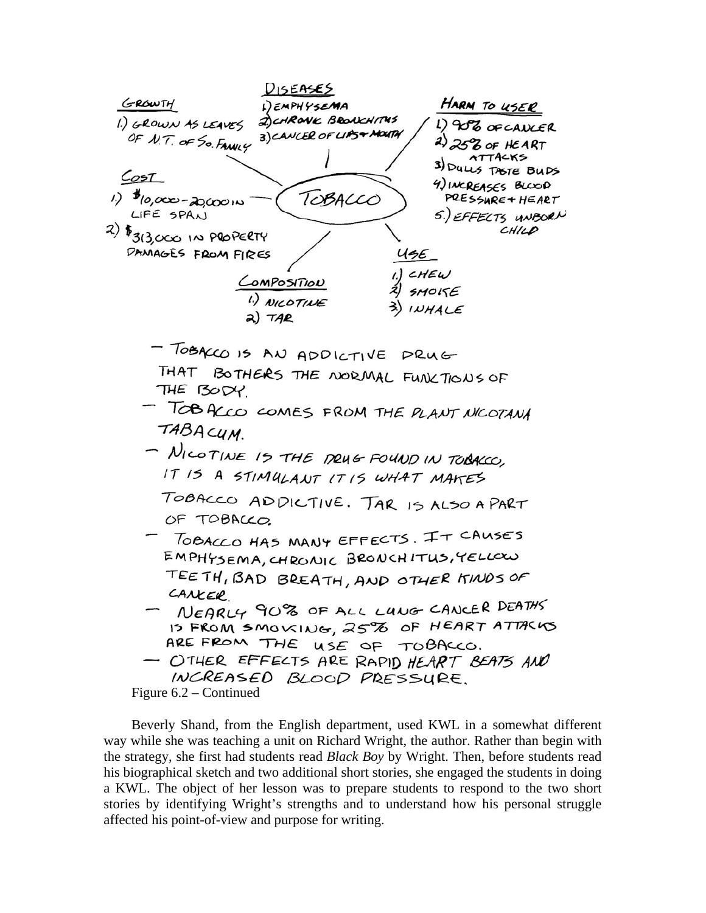DISEASES

1.) EMPHYSEMA
2.) CHRONIC BRONCHITUS
3.) CANCER OF LIPS + MOUTH

GROWTH

1.) GROWN AS LEAVES OF N.T. OF So. FAMILY

HARM TO USER

1.) 90% OF CANCER
2.) 25% OF HEART ATTACKS
3.) DULLS TASTE BUDS
4.) INCREASES BLOOD PRESSURE + HEART
5.) EFFECTS UNBORN CHILD

COST

1.) $10,000-20,000 IN LIFE SPAN
2.) $313,000 IN PROPERTY DAMAGES FROM FIRES

TOBACCO

USE

1.) CHEW
2.) SMOKE
3.) INHALE

COMPOSITION

1.) NICOTINE
2.) TAR

- TOBACCO IS AN ADDICTIVE DRUG THAT BOTHERS THE NORMAL FUNCTIONS OF THE BODY.
- TOBACCO COMES FROM THE PLANT NICOTANA TABACUM.
- NICOTINE IS THE DRUG FOUND IN TOBACCO, IT IS A STIMULANT IT IS WHAT MAKES TOBACCO ADDICTIVE. TAR IS ALSO A PART OF TOBACCO.
- TOBACCO HAS MANY EFFECTS. IT CAUSES EMPHYSEMA, CHRONIC BRONCHITUS, YELLOW TEETH, BAD BREATH, AND OTHER KINDS OF CANCER.
- NEARLY 90% OF ALL LUNG CANCER DEATHS IS FROM SMOKING, 25% OF HEART ATTACKS ARE FROM THE USE OF TOBACCO.
- OTHER EFFECTS ARE RAPID HEART BEATS AND INCREASED BLOOD PRESSURE.

Figure 6.2 – Continued

Beverly Shand, from the English department, used KWL in a somewhat different way while she was teaching a unit on Richard Wright, the author. Rather than begin with the strategy, she first had students read *Black Boy* by Wright. Then, before students read his biographical sketch and two additional short stories, she engaged the students in doing a KWL. The object of her lesson was to prepare students to respond to the two short stories by identifying Wright's strengths and to understand how his personal struggle affected his point-of-view and purpose for writing.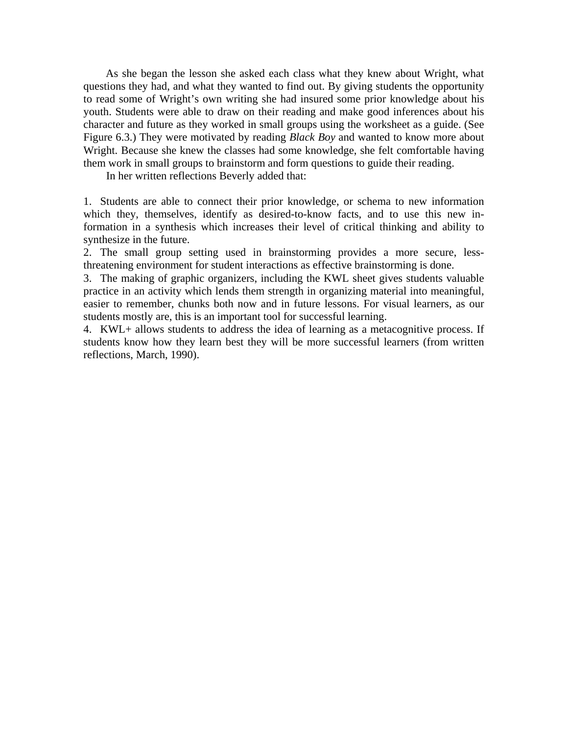As she began the lesson she asked each class what they knew about Wright, what questions they had, and what they wanted to find out. By giving students the opportunity to read some of Wright's own writing she had insured some prior knowledge about his youth. Students were able to draw on their reading and make good inferences about his character and future as they worked in small groups using the worksheet as a guide. (See Figure 6.3.) They were motivated by reading *Black Boy* and wanted to know more about Wright. Because she knew the classes had some knowledge, she felt comfortable having them work in small groups to brainstorm and form questions to guide their reading.

In her written reflections Beverly added that:

1. Students are able to connect their prior knowledge, or schema to new information which they, themselves, identify as desired-to-know facts, and to use this new information in a synthesis which increases their level of critical thinking and ability to synthesize in the future.
2. The small group setting used in brainstorming provides a more secure, less-threatening environment for student interactions as effective brainstorming is done.
3. The making of graphic organizers, including the KWL sheet gives students valuable practice in an activity which lends them strength in organizing material into meaningful, easier to remember, chunks both now and in future lessons. For visual learners, as our students mostly are, this is an important tool for successful learning.
4. KWL+ allows students to address the idea of learning as a metacognitive process. If students know how they learn best they will be more successful learners (from written reflections, March, 1990).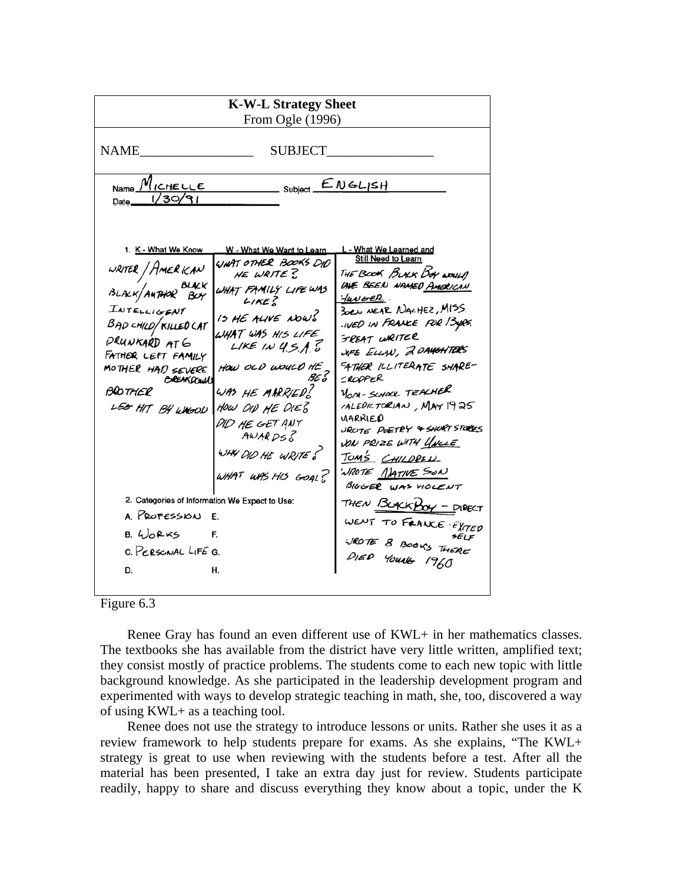**K-W-L Strategy Sheet**
From Ogle (1996)

NAME_________________ SUBJECT________________

Name MICHELLE Subject ENGLISH
Date 1/30/91

| 1. K - What We Know | W - What We Want to Learn | L - What We Learned and Still Need to Learn |
|---|---|---|
| WRITER / AMERICAN | WHAT OTHER BOOKS DID HE WRITE? | THE BOOK BLACK BOY WOULD HAVE BEEN NAMED AMERICAN HUNGER. |
| BLACK/AUTHOR BLACK BOY | WHAT FAMILY LIFE WAS LIKE? | BORN NEAR NACHEZ, MISS. |
| INTELLIGENT | IS HE ALIVE NOW? | LIVED IN FRANCE FOR 13YRS. |
| BAD CHILD/KILLED CAT | WHAT WAS HIS LIFE LIKE IN U.S.A.? | GREAT WRITER |
| DRUNKARD AT 6 | HOW OLD WOULD HE BE? | WIFE ELLAN, 2 DAUGHTERS |
| FATHER LEFT FAMILY | WAS HE MARRIED? | FATHER ILLITERATE SHARE-CROPPER |
| MOTHER HAD SEVERE BREAKDOWN | HOW DID HE DIE? | MOM - SCHOOL TEACHER |
| BROTHER | DID HE GET ANY AWARDS? | VALEDICTORIAN, MAY 1925 |
| LEG HIT BY WAGON | WHY DID HE WRITE? | MARRIED |
| | WHAT WAS HIS GOAL? | WROTE POETRY & SHORT STORIES |
| | | WON PRIZE WITH UNCLE TOM'S CHILDREN |
| | | WROTE NATIVE SON |
| | | BIGGER WAS VIOLENT |
| | | THEN BLACK BOY - DIRECT |
| | | WENT TO FRANCE - EXITED SELF |
| | | WROTE 8 BOOKS THERE |
| | | DIED YOUNG 1960 |

2. Categories of Information We Expect to Use:

A. PROFESSION E.
B. WORKS F.
C. PERSONAL LIFE G.
D. H.

Figure 6.3

Renee Gray has found an even different use of KWL+ in her mathematics classes. The textbooks she has available from the district have very little written, amplified text; they consist mostly of practice problems. The students come to each new topic with little background knowledge. As she participated in the leadership development program and experimented with ways to develop strategic teaching in math, she, too, discovered a way of using KWL+ as a teaching tool.

Renee does not use the strategy to introduce lessons or units. Rather she uses it as a review framework to help students prepare for exams. As she explains, "The KWL+ strategy is great to use when reviewing with the students before a test. After all the material has been presented, I take an extra day just for review. Students participate readily, happy to share and discuss everything they know about a topic, under the K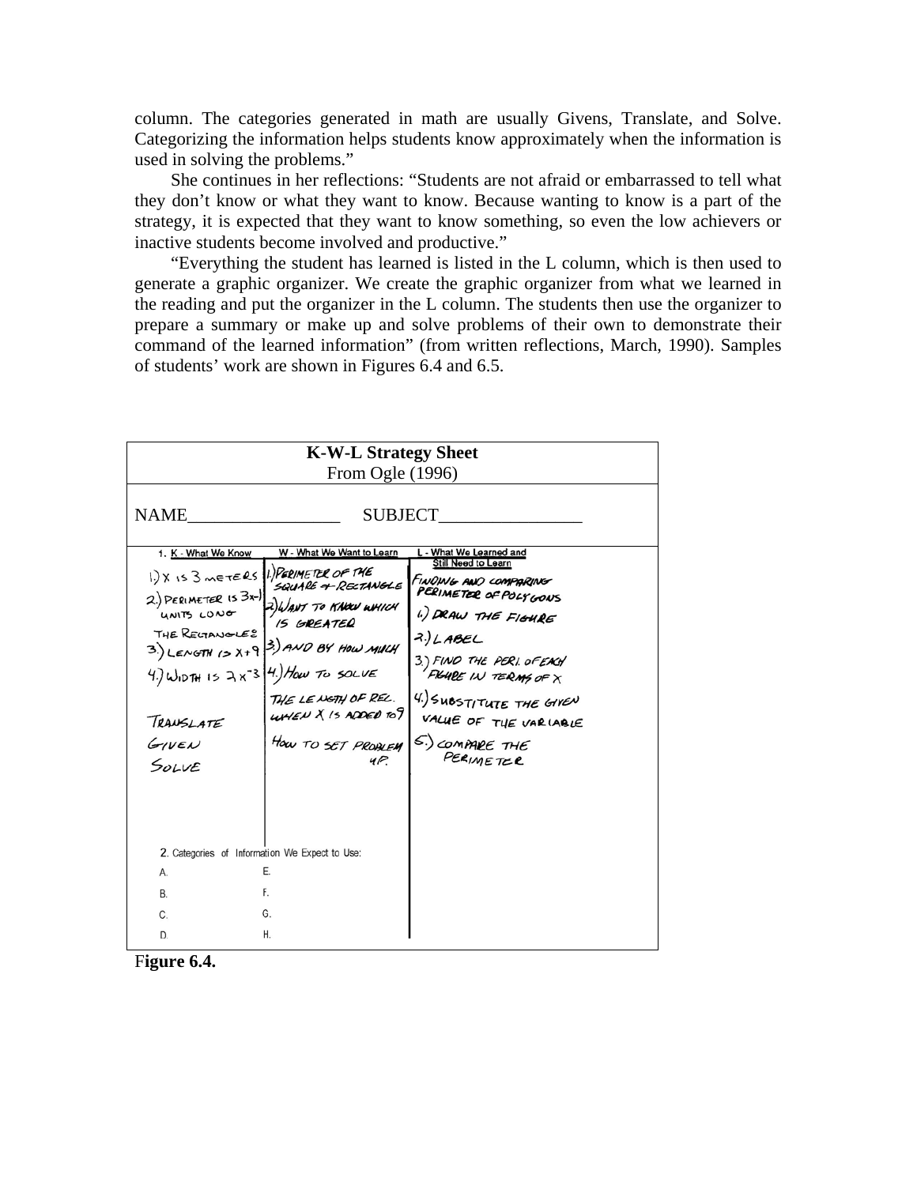column. The categories generated in math are usually Givens, Translate, and Solve. Categorizing the information helps students know approximately when the information is used in solving the problems."

She continues in her reflections: "Students are not afraid or embarrassed to tell what they don't know or what they want to know. Because wanting to know is a part of the strategy, it is expected that they want to know something, so even the low achievers or inactive students become involved and productive."

"Everything the student has learned is listed in the L column, which is then used to generate a graphic organizer. We create the graphic organizer from what we learned in the reading and put the organizer in the L column. The students then use the organizer to prepare a summary or make up and solve problems of their own to demonstrate their command of the learned information" (from written reflections, March, 1990). Samples of students' work are shown in Figures 6.4 and 6.5.

**K-W-L Strategy Sheet**
From Ogle (1996)

NAME_________________ SUBJECT________________

| 1. K - What We Know | W - What We Want to Learn | L - What We Learned and Still Need to Learn |
|---|---|---|
| 1.) X IS 3 METERS<br>2.) PERIMETER IS 3X-1 UNITS LONG<br>THE RECTANGLES<br>3.) LENGTH IS X+9<br>4.) WIDTH IS 2X-3<br><br>TRANSLATE<br>GIVEN<br>SOLVE | 1.) PERIMETER OF THE SQUARE & RECTANGLE<br>2.) WANT TO KNOW WHICH IS GREATER<br>3.) AND BY HOW MUCH<br>4.) HOW TO SOLVE<br>THE LENGTH OF REC. WHEN X IS ADDED TO 9<br>HOW TO SET PROBLEM UP. | FINDING AND COMPARING PERIMETER OF POLYGONS<br>1.) DRAW THE FIGURE<br>2.) LABEL<br>3.) FIND THE PERI. OF EACH FIGURE IN TERMS OF X<br>4.) SUBSTITUTE THE GIVEN VALUE OF THE VARIABLE<br>5.) COMPARE THE PERIMETER |

2. Categories of Information We Expect to Use:

| | |
|---|---|
| A. | E. |
| B. | F. |
| C. | G. |
| D. | H. |

**Figure 6.4.**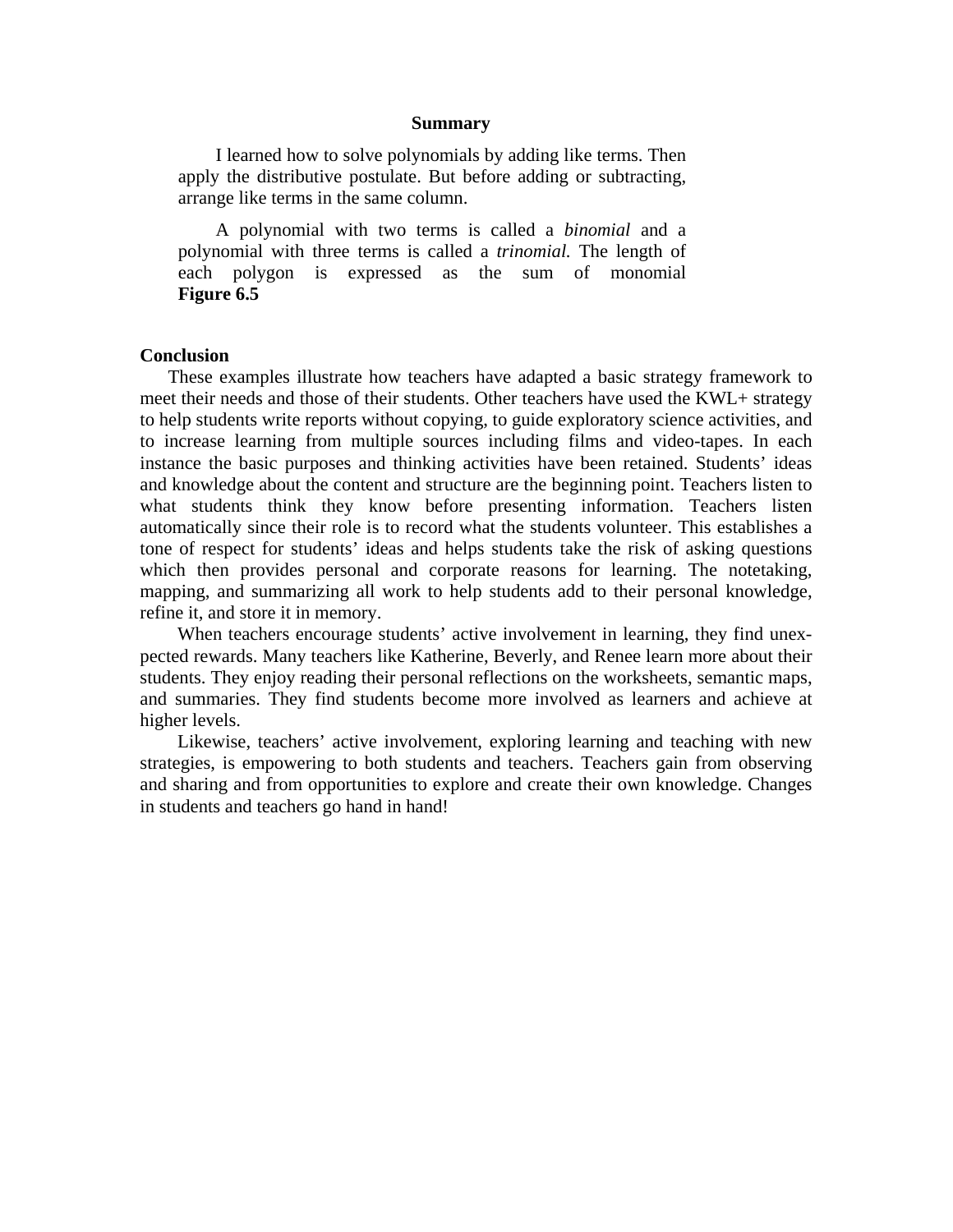**Summary**

I learned how to solve polynomials by adding like terms. Then apply the distributive postulate. But before adding or subtracting, arrange like terms in the same column.

A polynomial with two terms is called a *binomial* and a polynomial with three terms is called a *trinomial.* The length of each polygon is expressed as the sum of monomial

**Figure 6.5**

## Conclusion

These examples illustrate how teachers have adapted a basic strategy framework to meet their needs and those of their students. Other teachers have used the KWL+ strategy to help students write reports without copying, to guide exploratory science activities, and to increase learning from multiple sources including films and video-tapes. In each instance the basic purposes and thinking activities have been retained. Students' ideas and knowledge about the content and structure are the beginning point. Teachers listen to what students think they know before presenting information. Teachers listen automatically since their role is to record what the students volunteer. This establishes a tone of respect for students' ideas and helps students take the risk of asking questions which then provides personal and corporate reasons for learning. The notetaking, mapping, and summarizing all work to help students add to their personal knowledge, refine it, and store it in memory.

When teachers encourage students' active involvement in learning, they find unexpected rewards. Many teachers like Katherine, Beverly, and Renee learn more about their students. They enjoy reading their personal reflections on the worksheets, semantic maps, and summaries. They find students become more involved as learners and achieve at higher levels.

Likewise, teachers' active involvement, exploring learning and teaching with new strategies, is empowering to both students and teachers. Teachers gain from observing and sharing and from opportunities to explore and create their own knowledge. Changes in students and teachers go hand in hand!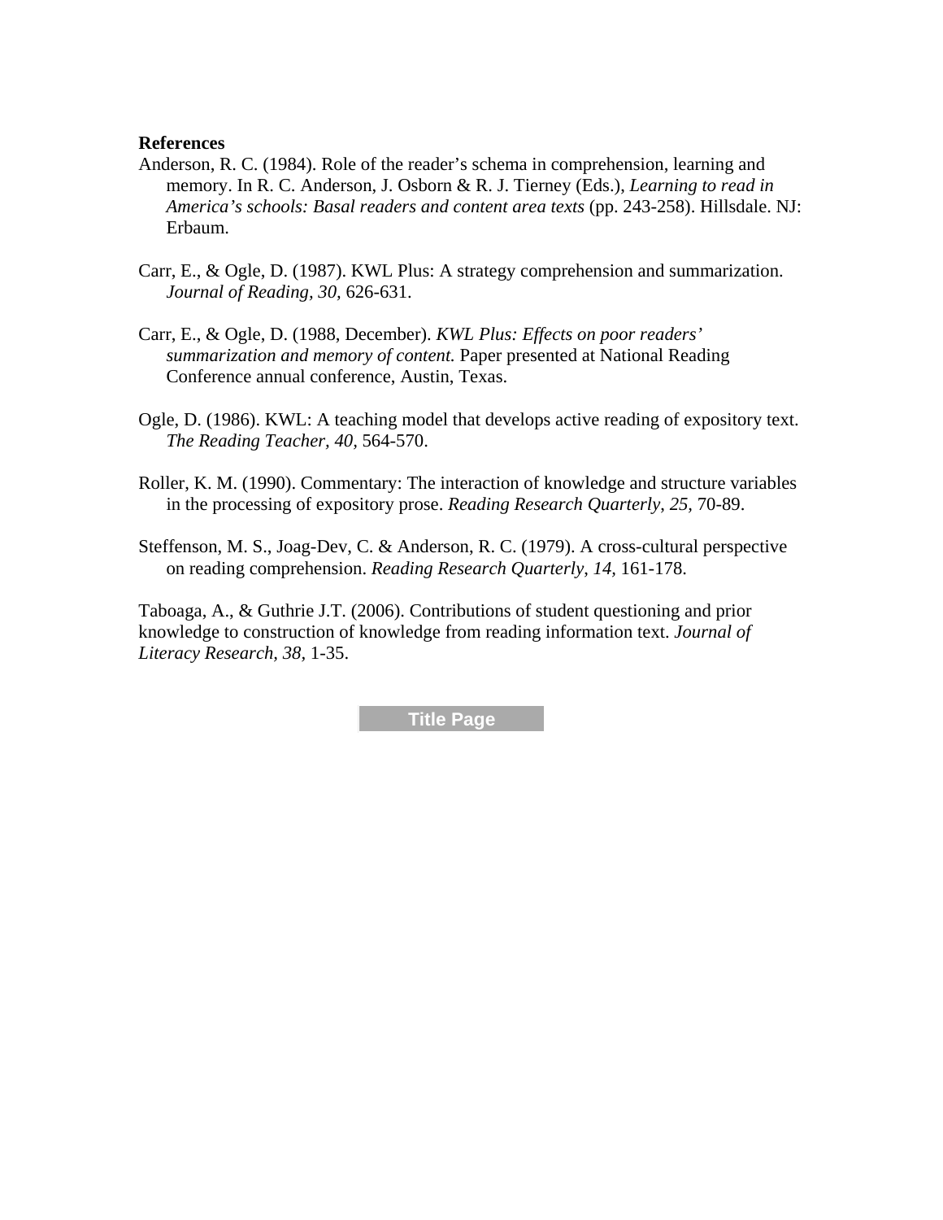**References**

Anderson, R. C. (1984). Role of the reader's schema in comprehension, learning and memory. In R. C. Anderson, J. Osborn & R. J. Tierney (Eds.), *Learning to read in America's schools: Basal readers and content area texts* (pp. 243-258). Hillsdale. NJ: Erbaum.

Carr, E., & Ogle, D. (1987). KWL Plus: A strategy comprehension and summarization. *Journal of Reading, 30*, 626-631.

Carr, E., & Ogle, D. (1988, December). *KWL Plus: Effects on poor readers' summarization and memory of content.* Paper presented at National Reading Conference annual conference, Austin, Texas.

Ogle, D. (1986). KWL: A teaching model that develops active reading of expository text. *The Reading Teacher, 40,* 564-570.

Roller, K. M. (1990). Commentary: The interaction of knowledge and structure variables in the processing of expository prose. *Reading Research Quarterly*, *25,* 70-89.

Steffenson, M. S., Joag-Dev, C. & Anderson, R. C. (1979). A cross-cultural perspective on reading comprehension. *Reading Research Quarterly*, *14,* 161-178.

Taboaga, A., & Guthrie J.T. (2006). Contributions of student questioning and prior knowledge to construction of knowledge from reading information text. *Journal of Literacy Research*, *38*, 1-35.

Title Page